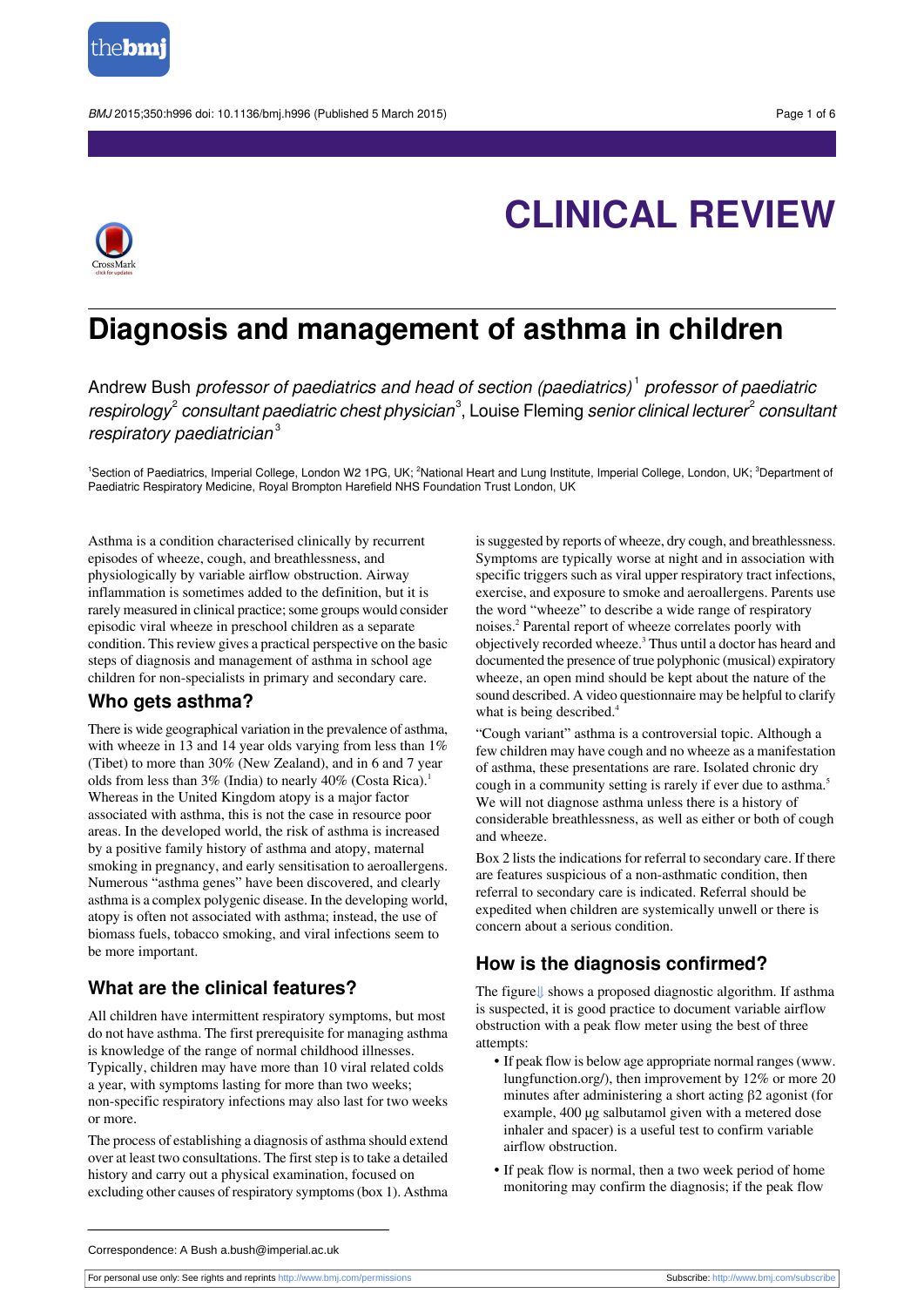# CLINICAL REVIEW

## Diagnosis and management of asthma in children

Andrew Bush *professor of paediatrics and head of section (paediatrics)*[1] *professor of paediatric respirology*[2] *consultant paediatric chest physician*[3], Louise Fleming *senior clinical lecturer*[2] *consultant respiratory paediatrician*[3]

[1]Section of Paediatrics, Imperial College, London W2 1PG, UK; [2]National Heart and Lung Institute, Imperial College, London, UK; [3]Department of Paediatric Respiratory Medicine, Royal Brompton Harefield NHS Foundation Trust London, UK

Asthma is a condition characterised clinically by recurrent episodes of wheeze, cough, and breathlessness, and physiologically by variable airflow obstruction. Airway inflammation is sometimes added to the definition, but it is rarely measured in clinical practice; some groups would consider episodic viral wheeze in preschool children as a separate condition. This review gives a practical perspective on the basic steps of diagnosis and management of asthma in school age children for non-specialists in primary and secondary care.

### Who gets asthma?

There is wide geographical variation in the prevalence of asthma, with wheeze in 13 and 14 year olds varying from less than 1% (Tibet) to more than 30% (New Zealand), and in 6 and 7 year olds from less than 3% (India) to nearly 40% (Costa Rica).[1] Whereas in the United Kingdom atopy is a major factor associated with asthma, this is not the case in resource poor areas. In the developed world, the risk of asthma is increased by a positive family history of asthma and atopy, maternal smoking in pregnancy, and early sensitisation to aeroallergens. Numerous "asthma genes" have been discovered, and clearly asthma is a complex polygenic disease. In the developing world, atopy is often not associated with asthma; instead, the use of biomass fuels, tobacco smoking, and viral infections seem to be more important.

### What are the clinical features?

All children have intermittent respiratory symptoms, but most do not have asthma. The first prerequisite for managing asthma is knowledge of the range of normal childhood illnesses. Typically, children may have more than 10 viral related colds a year, with symptoms lasting for more than two weeks; non-specific respiratory infections may also last for two weeks or more.

The process of establishing a diagnosis of asthma should extend over at least two consultations. The first step is to take a detailed history and carry out a physical examination, focused on excluding other causes of respiratory symptoms (box 1). Asthma is suggested by reports of wheeze, dry cough, and breathlessness. Symptoms are typically worse at night and in association with specific triggers such as viral upper respiratory tract infections, exercise, and exposure to smoke and aeroallergens. Parents use the word "wheeze" to describe a wide range of respiratory noises.[2] Parental report of wheeze correlates poorly with objectively recorded wheeze.[3] Thus until a doctor has heard and documented the presence of true polyphonic (musical) expiratory wheeze, an open mind should be kept about the nature of the sound described. A video questionnaire may be helpful to clarify what is being described.[4]

"Cough variant" asthma is a controversial topic. Although a few children may have cough and no wheeze as a manifestation of asthma, these presentations are rare. Isolated chronic dry cough in a community setting is rarely if ever due to asthma.[5] We will not diagnose asthma unless there is a history of considerable breathlessness, as well as either or both of cough and wheeze.

Box 2 lists the indications for referral to secondary care. If there are features suspicious of a non-asthmatic condition, then referral to secondary care is indicated. Referral should be expedited when children are systemically unwell or there is concern about a serious condition.

### How is the diagnosis confirmed?

The figure⇓ shows a proposed diagnostic algorithm. If asthma is suspected, it is good practice to document variable airflow obstruction with a peak flow meter using the best of three attempts:

- If peak flow is below age appropriate normal ranges (www.lungfunction.org/), then improvement by 12% or more 20 minutes after administering a short acting β2 agonist (for example, 400 µg salbutamol given with a metered dose inhaler and spacer) is a useful test to confirm variable airflow obstruction.
- If peak flow is normal, then a two week period of home monitoring may confirm the diagnosis; if the peak flow

Correspondence: A Bush a.bush@imperial.ac.uk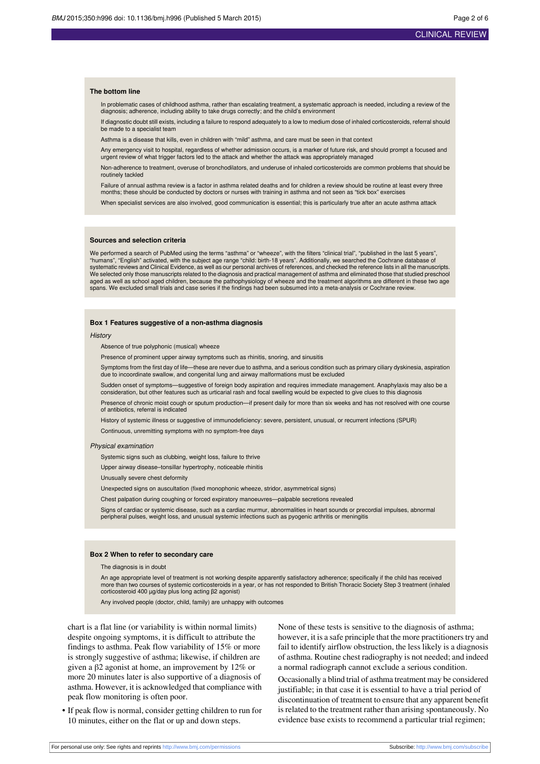### The bottom line

In problematic cases of childhood asthma, rather than escalating treatment, a systematic approach is needed, including a review of the diagnosis; adherence, including ability to take drugs correctly; and the child's environment

If diagnostic doubt still exists, including a failure to respond adequately to a low to medium dose of inhaled corticosteroids, referral should be made to a specialist team

Asthma is a disease that kills, even in children with "mild" asthma, and care must be seen in that context

Any emergency visit to hospital, regardless of whether admission occurs, is a marker of future risk, and should prompt a focused and urgent review of what trigger factors led to the attack and whether the attack was appropriately managed

Non-adherence to treatment, overuse of bronchodilators, and underuse of inhaled corticosteroids are common problems that should be routinely tackled

Failure of annual asthma review is a factor in asthma related deaths and for children a review should be routine at least every three months; these should be conducted by doctors or nurses with training in asthma and not seen as "tick box" exercises

When specialist services are also involved, good communication is essential; this is particularly true after an acute asthma attack

### Sources and selection criteria

We performed a search of PubMed using the terms "asthma" or "wheeze", with the filters "clinical trial", "published in the last 5 years", "humans", "English" activated, with the subject age range "child: birth-18 years". Additionally, we searched the Cochrane database of systematic reviews and Clinical Evidence, as well as our personal archives of references, and checked the reference lists in all the manuscripts. We selected only those manuscripts related to the diagnosis and practical management of asthma and eliminated those that studied preschool aged as well as school aged children, because the pathophysiology of wheeze and the treatment algorithms are different in these two age spans. We excluded small trials and case series if the findings had been subsumed into a meta-analysis or Cochrane review.

### Box 1 Features suggestive of a non-asthma diagnosis

*History*

Absence of true polyphonic (musical) wheeze

Presence of prominent upper airway symptoms such as rhinitis, snoring, and sinusitis

Symptoms from the first day of life—these are never due to asthma, and a serious condition such as primary ciliary dyskinesia, aspiration due to incoordinate swallow, and congenital lung and airway malformations must be excluded

Sudden onset of symptoms—suggestive of foreign body aspiration and requires immediate management. Anaphylaxis may also be a consideration, but other features such as urticarial rash and focal swelling would be expected to give clues to this diagnosis

Presence of chronic moist cough or sputum production—if present daily for more than six weeks and has not resolved with one course of antibiotics, referral is indicated

History of systemic illness or suggestive of immunodeficiency: severe, persistent, unusual, or recurrent infections (SPUR)

Continuous, unremitting symptoms with no symptom-free days

*Physical examination*

Systemic signs such as clubbing, weight loss, failure to thrive

Upper airway disease–tonsillar hypertrophy, noticeable rhinitis

Unusually severe chest deformity

Unexpected signs on auscultation (fixed monophonic wheeze, stridor, asymmetrical signs)

Chest palpation during coughing or forced expiratory manoeuvres—palpable secretions revealed

Signs of cardiac or systemic disease, such as a cardiac murmur, abnormalities in heart sounds or precordial impulses, abnormal peripheral pulses, weight loss, and unusual systemic infections such as pyogenic arthritis or meningitis

### Box 2 When to refer to secondary care

The diagnosis is in doubt

An age appropriate level of treatment is not working despite apparently satisfactory adherence; specifically if the child has received more than two courses of systemic corticosteroids in a year, or has not responded to British Thoracic Society Step 3 treatment (inhaled corticosteroid 400 µg/day plus long acting β2 agonist)

Any involved people (doctor, child, family) are unhappy with outcomes

chart is a flat line (or variability is within normal limits) despite ongoing symptoms, it is difficult to attribute the findings to asthma. Peak flow variability of 15% or more is strongly suggestive of asthma; likewise, if children are given a β2 agonist at home, an improvement by 12% or more 20 minutes later is also supportive of a diagnosis of asthma. However, it is acknowledged that compliance with peak flow monitoring is often poor.

- If peak flow is normal, consider getting children to run for 10 minutes, either on the flat or up and down steps.

None of these tests is sensitive to the diagnosis of asthma; however, it is a safe principle that the more practitioners try and fail to identify airflow obstruction, the less likely is a diagnosis of asthma. Routine chest radiography is not needed; and indeed a normal radiograph cannot exclude a serious condition.

Occasionally a blind trial of asthma treatment may be considered justifiable; in that case it is essential to have a trial period of discontinuation of treatment to ensure that any apparent benefit is related to the treatment rather than arising spontaneously. No evidence base exists to recommend a particular trial regimen;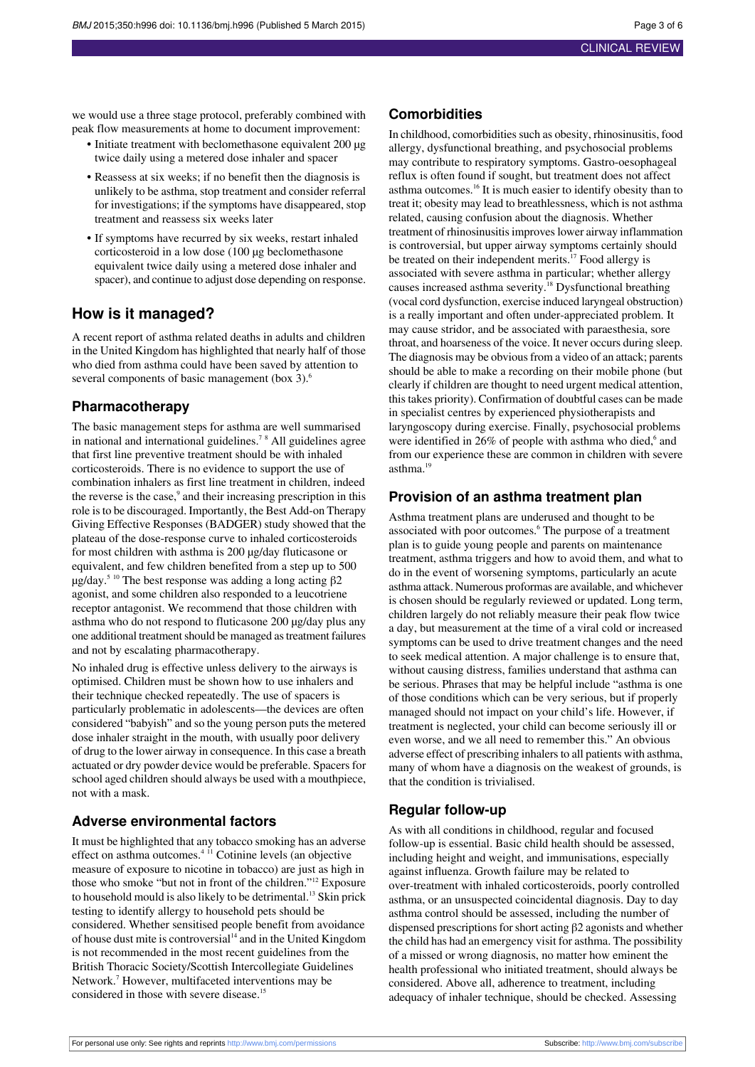we would use a three stage protocol, preferably combined with peak flow measurements at home to document improvement:

- Initiate treatment with beclomethasone equivalent 200 µg twice daily using a metered dose inhaler and spacer
- Reassess at six weeks; if no benefit then the diagnosis is unlikely to be asthma, stop treatment and consider referral for investigations; if the symptoms have disappeared, stop treatment and reassess six weeks later
- If symptoms have recurred by six weeks, restart inhaled corticosteroid in a low dose (100 µg beclomethasone equivalent twice daily using a metered dose inhaler and spacer), and continue to adjust dose depending on response.

## How is it managed?

A recent report of asthma related deaths in adults and children in the United Kingdom has highlighted that nearly half of those who died from asthma could have been saved by attention to several components of basic management (box 3).[6]

### Pharmacotherapy

The basic management steps for asthma are well summarised in national and international guidelines.[7,8] All guidelines agree that first line preventive treatment should be with inhaled corticosteroids. There is no evidence to support the use of combination inhalers as first line treatment in children, indeed the reverse is the case,[9] and their increasing prescription in this role is to be discouraged. Importantly, the Best Add-on Therapy Giving Effective Responses (BADGER) study showed that the plateau of the dose-response curve to inhaled corticosteroids for most children with asthma is 200 µg/day fluticasone or equivalent, and few children benefited from a step up to 500 µg/day.[5,10] The best response was adding a long acting β2 agonist, and some children also responded to a leucotriene receptor antagonist. We recommend that those children with asthma who do not respond to fluticasone 200 µg/day plus any one additional treatment should be managed as treatment failures and not by escalating pharmacotherapy.

No inhaled drug is effective unless delivery to the airways is optimised. Children must be shown how to use inhalers and their technique checked repeatedly. The use of spacers is particularly problematic in adolescents—the devices are often considered "babyish" and so the young person puts the metered dose inhaler straight in the mouth, with usually poor delivery of drug to the lower airway in consequence. In this case a breath actuated or dry powder device would be preferable. Spacers for school aged children should always be used with a mouthpiece, not with a mask.

### Adverse environmental factors

It must be highlighted that any tobacco smoking has an adverse effect on asthma outcomes.[4,11] Cotinine levels (an objective measure of exposure to nicotine in tobacco) are just as high in those who smoke "but not in front of the children."[12] Exposure to household mould is also likely to be detrimental.[13] Skin prick testing to identify allergy to household pets should be considered. Whether sensitised people benefit from avoidance of house dust mite is controversial[14] and in the United Kingdom is not recommended in the most recent guidelines from the British Thoracic Society/Scottish Intercollegiate Guidelines Network.[7] However, multifaceted interventions may be considered in those with severe disease.[15]

### Comorbidities

In childhood, comorbidities such as obesity, rhinosinusitis, food allergy, dysfunctional breathing, and psychosocial problems may contribute to respiratory symptoms. Gastro-oesophageal reflux is often found if sought, but treatment does not affect asthma outcomes.[16] It is much easier to identify obesity than to treat it; obesity may lead to breathlessness, which is not asthma related, causing confusion about the diagnosis. Whether treatment of rhinosinusitis improves lower airway inflammation is controversial, but upper airway symptoms certainly should be treated on their independent merits.[17] Food allergy is associated with severe asthma in particular; whether allergy causes increased asthma severity.[18] Dysfunctional breathing (vocal cord dysfunction, exercise induced laryngeal obstruction) is a really important and often under-appreciated problem. It may cause stridor, and be associated with paraesthesia, sore throat, and hoarseness of the voice. It never occurs during sleep. The diagnosis may be obvious from a video of an attack; parents should be able to make a recording on their mobile phone (but clearly if children are thought to need urgent medical attention, this takes priority). Confirmation of doubtful cases can be made in specialist centres by experienced physiotherapists and laryngoscopy during exercise. Finally, psychosocial problems were identified in 26% of people with asthma who died,[6] and from our experience these are common in children with severe asthma.[19]

### Provision of an asthma treatment plan

Asthma treatment plans are underused and thought to be associated with poor outcomes.[6] The purpose of a treatment plan is to guide young people and parents on maintenance treatment, asthma triggers and how to avoid them, and what to do in the event of worsening symptoms, particularly an acute asthma attack. Numerous proformas are available, and whichever is chosen should be regularly reviewed or updated. Long term, children largely do not reliably measure their peak flow twice a day, but measurement at the time of a viral cold or increased symptoms can be used to drive treatment changes and the need to seek medical attention. A major challenge is to ensure that, without causing distress, families understand that asthma can be serious. Phrases that may be helpful include "asthma is one of those conditions which can be very serious, but if properly managed should not impact on your child's life. However, if treatment is neglected, your child can become seriously ill or even worse, and we all need to remember this." An obvious adverse effect of prescribing inhalers to all patients with asthma, many of whom have a diagnosis on the weakest of grounds, is that the condition is trivialised.

### Regular follow-up

As with all conditions in childhood, regular and focused follow-up is essential. Basic child health should be assessed, including height and weight, and immunisations, especially against influenza. Growth failure may be related to over-treatment with inhaled corticosteroids, poorly controlled asthma, or an unsuspected coincidental diagnosis. Day to day asthma control should be assessed, including the number of dispensed prescriptions for short acting β2 agonists and whether the child has had an emergency visit for asthma. The possibility of a missed or wrong diagnosis, no matter how eminent the health professional who initiated treatment, should always be considered. Above all, adherence to treatment, including adequacy of inhaler technique, should be checked. Assessing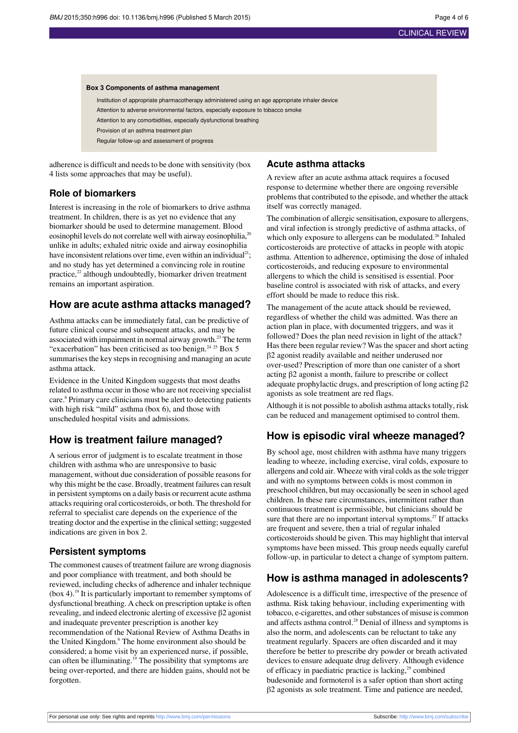**Box 3 Components of asthma management**

- Institution of appropriate pharmacotherapy administered using an age appropriate inhaler device
- Attention to adverse environmental factors, especially exposure to tobacco smoke
- Attention to any comorbidities, especially dysfunctional breathing
- Provision of an asthma treatment plan
- Regular follow-up and assessment of progress

adherence is difficult and needs to be done with sensitivity (box 4 lists some approaches that may be useful).

## Role of biomarkers

Interest is increasing in the role of biomarkers to drive asthma treatment. In children, there is as yet no evidence that any biomarker should be used to determine management. Blood eosinophil levels do not correlate well with airway eosinophilia,[20] unlike in adults; exhaled nitric oxide and airway eosinophilia have inconsistent relations over time, even within an individual[21]; and no study has yet determined a convincing role in routine practice,[22] although undoubtedly, biomarker driven treatment remains an important aspiration.

## How are acute asthma attacks managed?

Asthma attacks can be immediately fatal, can be predictive of future clinical course and subsequent attacks, and may be associated with impairment in normal airway growth.[23] The term "exacerbation" has been criticised as too benign.[24 25] Box 5 summarises the key steps in recognising and managing an acute asthma attack.

Evidence in the United Kingdom suggests that most deaths related to asthma occur in those who are not receiving specialist care.[6] Primary care clinicians must be alert to detecting patients with high risk "mild" asthma (box 6), and those with unscheduled hospital visits and admissions.

## How is treatment failure managed?

A serious error of judgment is to escalate treatment in those children with asthma who are unresponsive to basic management, without due consideration of possible reasons for why this might be the case. Broadly, treatment failures can result in persistent symptoms on a daily basis or recurrent acute asthma attacks requiring oral corticosteroids, or both. The threshold for referral to specialist care depends on the experience of the treating doctor and the expertise in the clinical setting; suggested indications are given in box 2.

### Persistent symptoms

The commonest causes of treatment failure are wrong diagnosis and poor compliance with treatment, and both should be reviewed, including checks of adherence and inhaler technique (box 4).[19] It is particularly important to remember symptoms of dysfunctional breathing. A check on prescription uptake is often revealing, and indeed electronic alerting of excessive β2 agonist and inadequate preventer prescription is another key recommendation of the National Review of Asthma Deaths in the United Kingdom.[6] The home environment also should be considered; a home visit by an experienced nurse, if possible, can often be illuminating.[19] The possibility that symptoms are being over-reported, and there are hidden gains, should not be forgotten.

### Acute asthma attacks

A review after an acute asthma attack requires a focused response to determine whether there are ongoing reversible problems that contributed to the episode, and whether the attack itself was correctly managed.

The combination of allergic sensitisation, exposure to allergens, and viral infection is strongly predictive of asthma attacks, of which only exposure to allergens can be modulated.[26] Inhaled corticosteroids are protective of attacks in people with atopic asthma. Attention to adherence, optimising the dose of inhaled corticosteroids, and reducing exposure to environmental allergens to which the child is sensitised is essential. Poor baseline control is associated with risk of attacks, and every effort should be made to reduce this risk.

The management of the acute attack should be reviewed, regardless of whether the child was admitted. Was there an action plan in place, with documented triggers, and was it followed? Does the plan need revision in light of the attack? Has there been regular review? Was the spacer and short acting β2 agonist readily available and neither underused nor over-used? Prescription of more than one canister of a short acting β2 agonist a month, failure to prescribe or collect adequate prophylactic drugs, and prescription of long acting β2 agonists as sole treatment are red flags.

Although it is not possible to abolish asthma attacks totally, risk can be reduced and management optimised to control them.

## How is episodic viral wheeze managed?

By school age, most children with asthma have many triggers leading to wheeze, including exercise, viral colds, exposure to allergens and cold air. Wheeze with viral colds as the sole trigger and with no symptoms between colds is most common in preschool children, but may occasionally be seen in school aged children. In these rare circumstances, intermittent rather than continuous treatment is permissible, but clinicians should be sure that there are no important interval symptoms.[27] If attacks are frequent and severe, then a trial of regular inhaled corticosteroids should be given. This may highlight that interval symptoms have been missed. This group needs equally careful follow-up, in particular to detect a change of symptom pattern.

## How is asthma managed in adolescents?

Adolescence is a difficult time, irrespective of the presence of asthma. Risk taking behaviour, including experimenting with tobacco, e-cigarettes, and other substances of misuse is common and affects asthma control.[28] Denial of illness and symptoms is also the norm, and adolescents can be reluctant to take any treatment regularly. Spacers are often discarded and it may therefore be better to prescribe dry powder or breath activated devices to ensure adequate drug delivery. Although evidence of efficacy in paediatric practice is lacking,[29] combined budesonide and formoterol is a safer option than short acting β2 agonists as sole treatment. Time and patience are needed,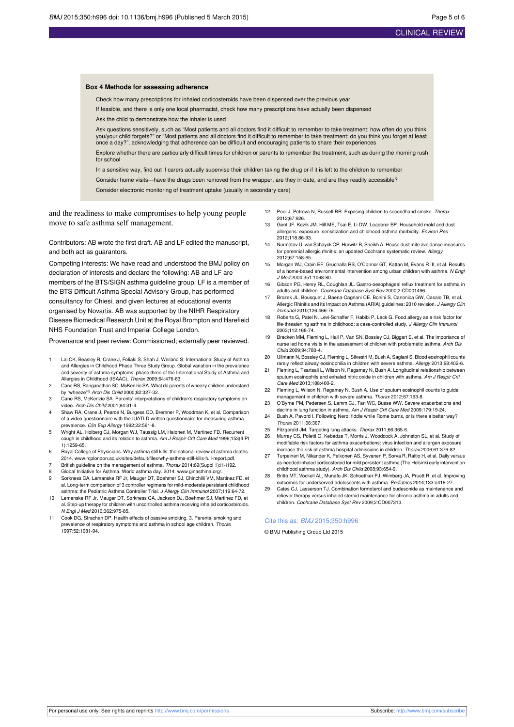**Box 4 Methods for assessing adherence**

Check how many prescriptions for inhaled corticosteroids have been dispensed over the previous year

If feasible, and there is only one local pharmacist, check how many prescriptions have actually been dispensed

Ask the child to demonstrate how the inhaler is used

Ask questions sensitively, such as "Most patients and all doctors find it difficult to remember to take treatment; how often do you think you/your child forgets?" or "Most patients and all doctors find it difficult to remember to take treatment; do you think you forget at least once a day?", acknowledging that adherence can be difficult and encouraging patients to share their experiences

Explore whether there are particularly difficult times for children or parents to remember the treatment, such as during the morning rush for school

In a sensitive way, find out if carers actually supervise their children taking the drug or if it is left to the children to remember

Consider home visits—have the drugs been removed from the wrapper, are they in date, and are they readily accessible?

Consider electronic monitoring of treatment uptake (usually in secondary care)

and the readiness to make compromises to help young people move to safe asthma self management.

Contributors: AB wrote the first draft. AB and LF edited the manuscript, and both act as guarantors.

Competing interests: We have read and understood the BMJ policy on declaration of interests and declare the following: AB and LF are members of the BTS/SIGN asthma guideline group. LF is a member of the BTS Difficult Asthma Special Advisory Group, has performed consultancy for Chiesi, and given lectures at educational events organised by Novartis. AB was supported by the NIHR Respiratory Disease Biomedical Research Unit at the Royal Brompton and Harefield NHS Foundation Trust and Imperial College London.

Provenance and peer review: Commissioned; externally peer reviewed.

1. Lai CK, Beasley R, Crane J, Foliaki S, Shah J, Weiland S; International Study of Asthma and Allergies in Childhood Phase Three Study Group. Global variation in the prevalence and severity of asthma symptoms: phase three of the International Study of Asthma and Allergies in Childhood (ISAAC). *Thorax* 2009;64:476-83.
2. Cane RS, Ranganathan SC, McKenzie SA. What do parents of wheezy children understand by "wheeze"? *Arch Dis Child* 2000;82:327-32.
3. Cane RS, McKenzie SA. Parents' interpretations of children's respiratory symptoms on video. *Arch Dis Child* 2001;84:31-4.
4. Shaw RA, Crane J, Pearce N, Burgess CD, Bremner P, Woodman K, et al. Comparison of a video questionnaire with the IUATLD written questionnaire for measuring asthma prevalence. *Clin Exp Allergy* 1992;22:561-8.
5. Wright AL, Holberg CJ, Morgan WJ, Taussig LM, Halonen M, Martinez FD. Recurrent cough in childhood and its relation to asthma. *Am J Respir Crit Care Med* 1996;153(4 Pt 1):1259-65.
6. Royal College of Physicians. Why asthma still kills: the national review of asthma deaths. 2014. www.rcplondon.ac.uk/sites/default/files/why-asthma-still-kills-full-report.pdf.
7. British guideline on the management of asthma. *Thorax* 2014;69(Suppl 1):i1-i192.
8. Global Initiative for Asthma. World asthma day. 2014. www.ginasthma.org/.
9. Sorkness CA, Lemanske RF Jr, Mauger DT, Boehmer SJ, Chinchilli VM, Martinez FD, et al. Long-term comparison of 3 controller regimens for mild-moderate persistent childhood asthma: the Pediatric Asthma Controller Trial. *J Allergy Clin Immunol* 2007;119:64-72.
10. Lemanske RF Jr, Mauger DT, Sorkness CA, Jackson DJ, Boehmer SJ, Martinez FD, et al. Step-up therapy for children with uncontrolled asthma receiving inhaled corticosteroids. *N Engl J Med* 2010;362:975-85.
11. Cook DG, Strachan DP. Health effects of passive smoking. 3. Parental smoking and prevalence of respiratory symptoms and asthma in school age children. *Thorax* 1997;52:1081-94.
12. Pool J, Petrova N, Russell RR. Exposing children to secondhand smoke. *Thorax* 2012;67:926.
13. Gent JF, Kezik JM, Hill ME, Tsai E, Li DW, Leaderer BP. Household mold and dust allergens: exposure, sensitization and childhood asthma morbidity. *Environ Res* 2012;118:86-93.
14. Nurmatov U, van Schayck CP, Hurwitz B, Sheikh A. House dust mite avoidance measures for perennial allergic rhinitis: an updated Cochrane systematic review. *Allergy* 2012;67:158-65.
15. Morgan WJ, Crain EF, Gruchalla RS, O'Connor GT, Kattan M, Evans R III, et al. Results of a home-based environmental intervention among urban children with asthma. *N Engl J Med* 2004;351:1068-80.
16. Gibson PG, Henry RL, Coughlan JL. Gastro-oesophageal reflux treatment for asthma in adults and children. *Cochrane Database Syst Rev* 2000;2:CD001496.
17. Brozek JL, Bousquet J, Baena-Cagnani CE, Bonini S, Canonica GW, Casale TB, et al. Allergic Rhinitis and its Impact on Asthma (ARIA) guidelines: 2010 revision. *J Allergy Clin Immunol* 2010;126:466-76.
18. Roberts G, Patel N, Levi-Schaffer F, Habibi P, Lack G. Food allergy as a risk factor for life-threatening asthma in childhood: a case-controlled study. *J Allergy Clin Immunol* 2003;112:168-74.
19. Bracken MM, Fleming L, Hall P, Van SN, Bossley CJ, Biggart E, et al. The importance of nurse led home visits in the assessment of children with problematic asthma. *Arch Dis Child* 2009;94:780-4.
20. Ullmann N, Bossley CJ, Fleming L, Silvestri M, Bush A, Saglani S. Blood eosinophil counts rarely reflect airway eosinophilia in children with severe asthma. *Allergy* 2013;68:402-6.
21. Fleming L, Tsartsali L, Wilson N, Regamey N, Bush A. Longitudinal relationship between sputum eosinophils and exhaled nitric oxide in children with asthma. *Am J Respir Crit Care Med* 2013;188:400-2.
22. Fleming L, Wilson N, Regamey N, Bush A. Use of sputum eosinophil counts to guide management in children with severe asthma. *Thorax* 2012;67:193-8.
23. O'Byrne PM, Pedersen S, Lamm CJ, Tan WC, Busse WW. Severe exacerbations and decline in lung function in asthma. *Am J Respir Crit Care Med* 2009;179:19-24.
24. Bush A, Pavord I. Following Nero: fiddle while Rome burns, or is there a better way? *Thorax* 2011;66:367.
25. Fitzgerald JM. Targeting lung attacks. *Thorax* 2011;66:365-6.
26. Murray CS, Poletti G, Kebadze T, Morris J, Woodcock A, Johnston SL, et al. Study of modifiable risk factors for asthma exacerbations: virus infection and allergen exposure increase the risk of asthma hospital admissions in children. *Thorax* 2006;61:376-82.
27. Turpeinen M, Nikander K, Pelkonen AS, Syvanen P, Sorva R, Raitio H, et al. Daily versus as-needed inhaled corticosteroid for mild persistent asthma (The Helsinki early intervention childhood asthma study). *Arch Dis Child* 2008;93:654-9.
28. Britto MT, Vockell AL, Munafo JK, Schoettker PJ, Wimberg JA, Pruett R, et al. Improving outcomes for underserved adolescents with asthma. *Pediatrics* 2014;133:e418-27.
29. Cates CJ, Lasserson TJ. Combination formoterol and budesonide as maintenance and reliever therapy versus inhaled steroid maintenance for chronic asthma in adults and children. *Cochrane Database Syst Rev* 2009;2:CD007313.

Cite this as: *BMJ* 2015;350:h996

© BMJ Publishing Group Ltd 2015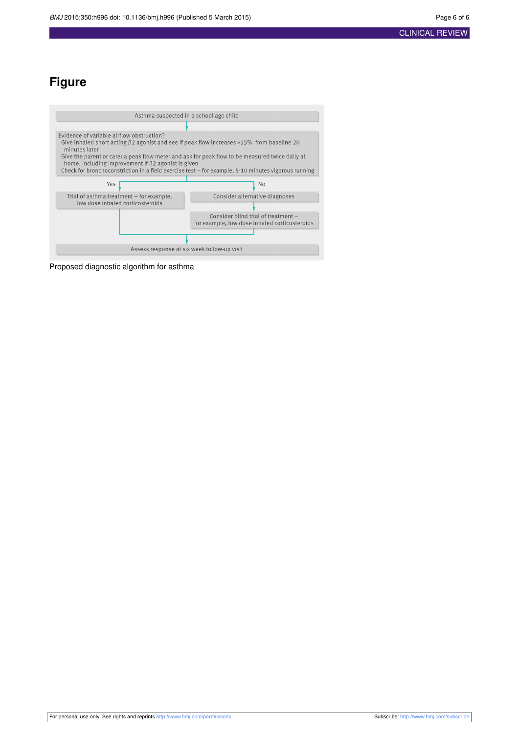# Figure

Asthma suspected in a school age child

Evidence of variable airflow obstruction?
- Give inhaled short acting β2 agonist and see if peak flow increases ≥15% from baseline 20 minutes later
- Give the parent or carer a peak flow meter and ask for peak flow to be measured twice daily at home, including improvement if β2 agonist is given
- Check for bronchoconstriction in a field exercise test – for example, 5-10 minutes vigorous running

Yes → Trial of asthma treatment – for example, low dose inhaled corticosteroids

No → Consider alternative diagnoses → Consider blind trial of treatment – for example, low dose inhaled corticosteroids

→ Assess response at six week follow-up visit

Proposed diagnostic algorithm for asthma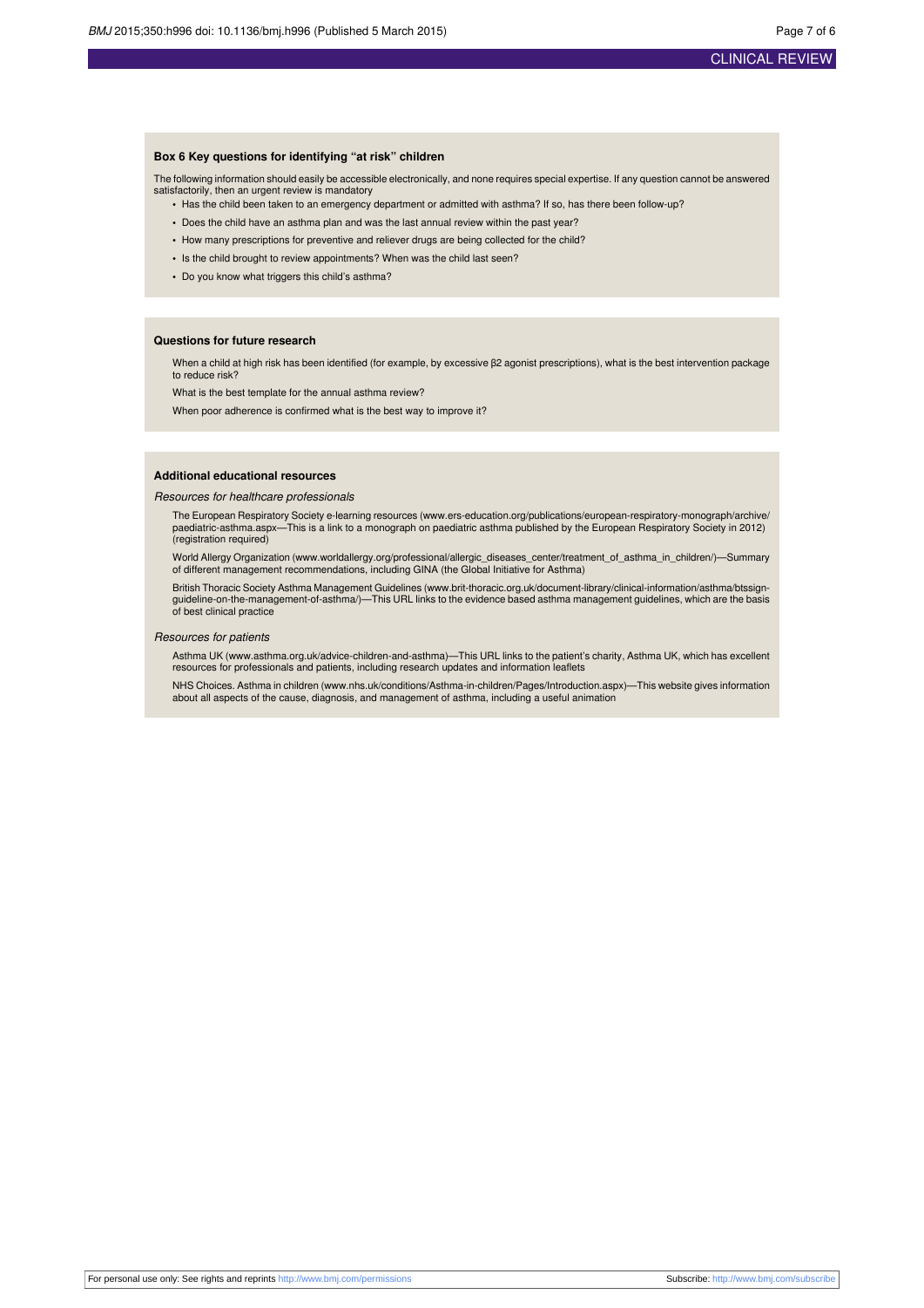### Box 6 Key questions for identifying "at risk" children

The following information should easily be accessible electronically, and none requires special expertise. If any question cannot be answered satisfactorily, then an urgent review is mandatory

- Has the child been taken to an emergency department or admitted with asthma? If so, has there been follow-up?
- Does the child have an asthma plan and was the last annual review within the past year?
- How many prescriptions for preventive and reliever drugs are being collected for the child?
- Is the child brought to review appointments? When was the child last seen?
- Do you know what triggers this child's asthma?

### Questions for future research

When a child at high risk has been identified (for example, by excessive β2 agonist prescriptions), what is the best intervention package to reduce risk?

What is the best template for the annual asthma review?

When poor adherence is confirmed what is the best way to improve it?

### Additional educational resources

*Resources for healthcare professionals*

The European Respiratory Society e-learning resources (www.ers-education.org/publications/european-respiratory-monograph/archive/paediatric-asthma.aspx—This is a link to a monograph on paediatric asthma published by the European Respiratory Society in 2012) (registration required)

World Allergy Organization (www.worldallergy.org/professional/allergic_diseases_center/treatment_of_asthma_in_children/)—Summary of different management recommendations, including GINA (the Global Initiative for Asthma)

British Thoracic Society Asthma Management Guidelines (www.brit-thoracic.org.uk/document-library/clinical-information/asthma/btssign-guideline-on-the-management-of-asthma/)—This URL links to the evidence based asthma management guidelines, which are the basis of best clinical practice

*Resources for patients*

Asthma UK (www.asthma.org.uk/advice-children-and-asthma)—This URL links to the patient's charity, Asthma UK, which has excellent resources for professionals and patients, including research updates and information leaflets

NHS Choices. Asthma in children (www.nhs.uk/conditions/Asthma-in-children/Pages/Introduction.aspx)—This website gives information about all aspects of the cause, diagnosis, and management of asthma, including a useful animation